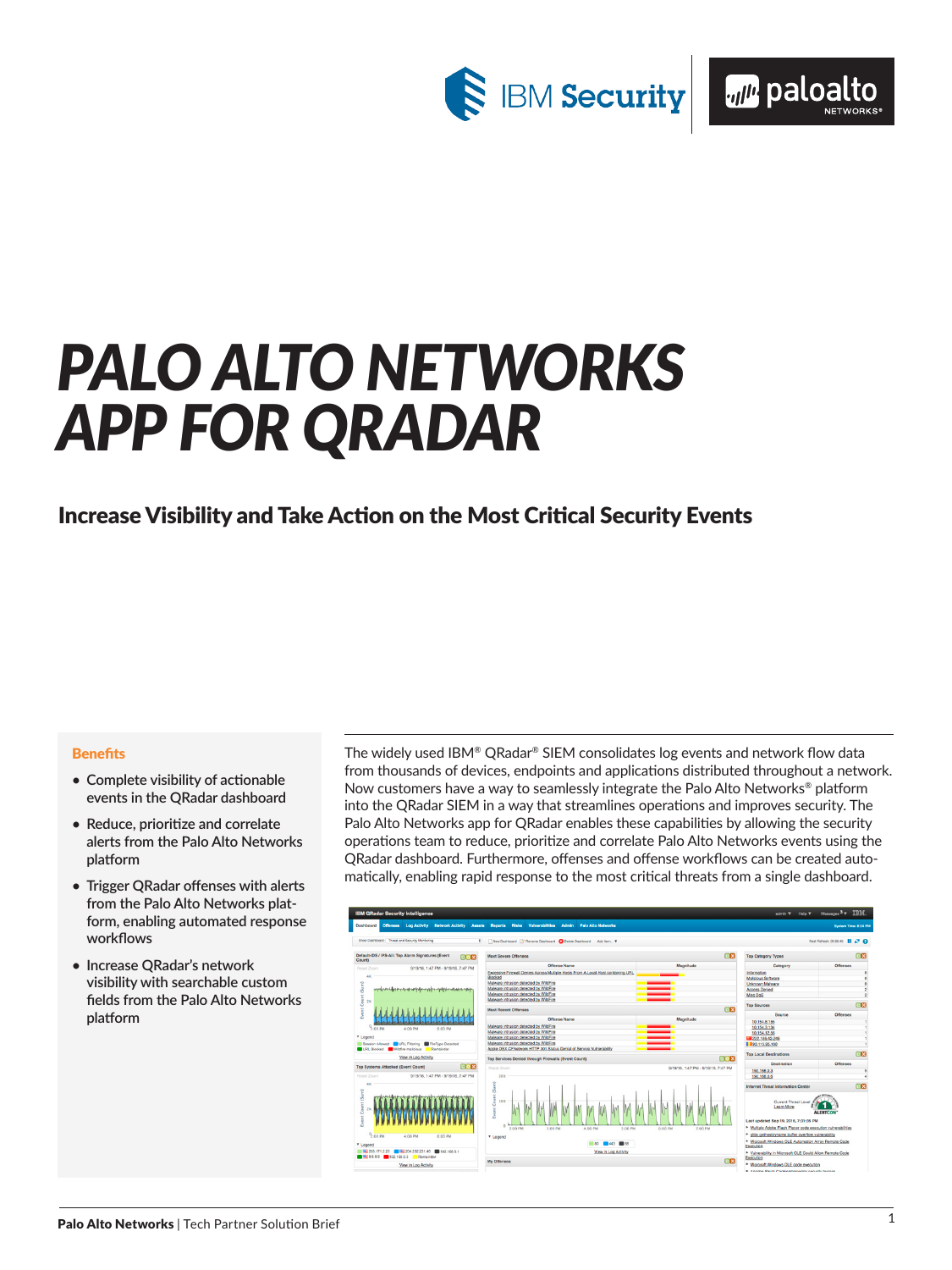# PALO ALTO NETWORKS APP FOR QRADAR

## Increase Visibility and Take Action on the Most Critical Security Events

### Benefits

- Complete visibility of actionable events in the QRadar dashboard
- Reduce, prioritize and correlate alerts from the Palo Alto Networks platform
- Trigger QRadar offenses with alerts from the Palo Alto Networks platform, enabling automated response workflows
- Increase QRadar's network visibility with searchable custom fields from the Palo Alto Networks platform

The widely used IBM® QRadar® SIEM consolidates log events and network flow data from thousands of devices, endpoints and applications distributed throughout a network. Now customers have a way to seamlessly integrate the Palo Alto Networks® platform into the QRadar SIEM in a way that streamlines operations and improves security. The Palo Alto Networks app for QRadar enables these capabilities by allowing the security operations team to reduce, prioritize and correlate Palo Alto Networks events using the QRadar dashboard. Furthermore, offenses and offense workflows can be created automatically, enabling rapid response to the most critical threats from a single dashboard.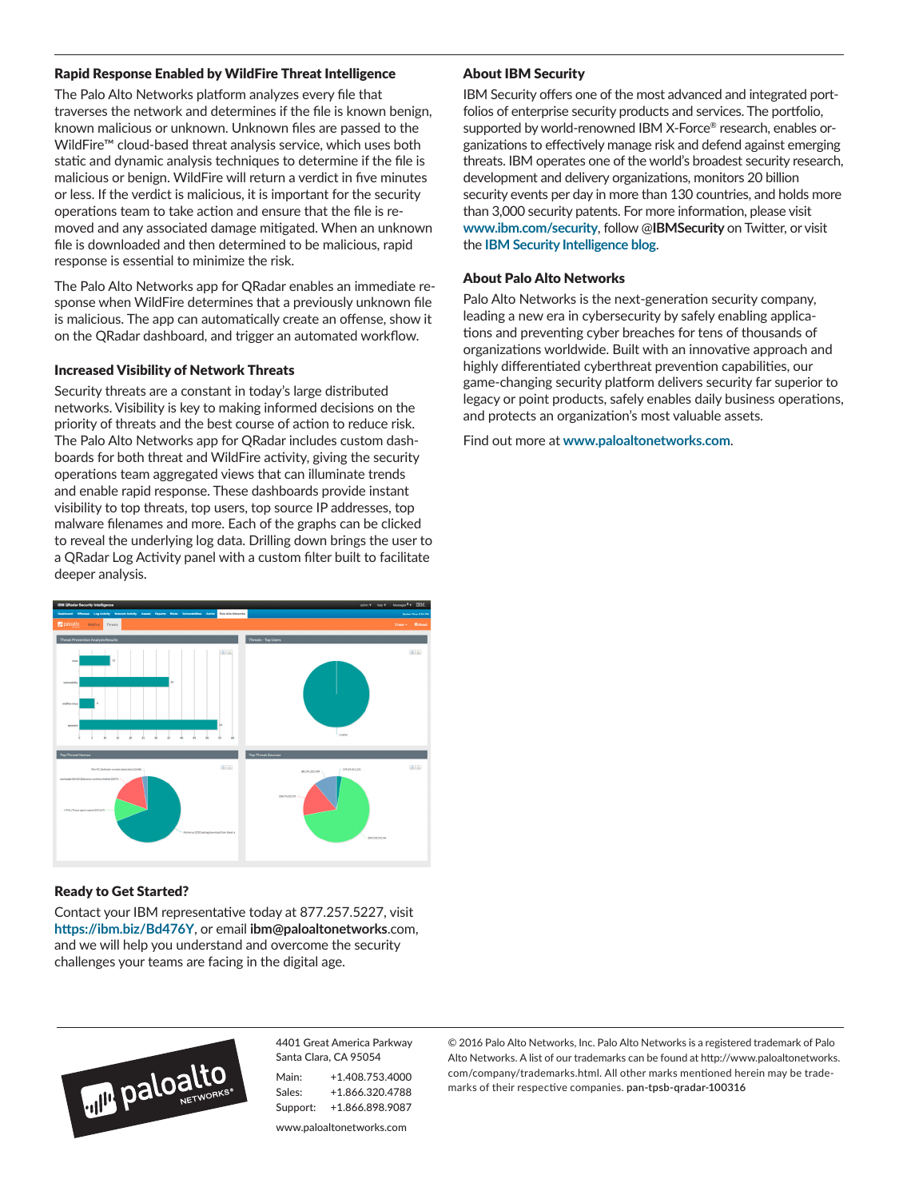### Rapid Response Enabled by WildFire Threat Intelligence

The Palo Alto Networks platform analyzes every file that traverses the network and determines if the file is known benign, known malicious or unknown. Unknown files are passed to the WildFire™ cloud-based threat analysis service, which uses both static and dynamic analysis techniques to determine if the file is malicious or benign. WildFire will return a verdict in five minutes or less. If the verdict is malicious, it is important for the security operations team to take action and ensure that the file is removed and any associated damage mitigated. When an unknown file is downloaded and then determined to be malicious, rapid response is essential to minimize the risk.

The Palo Alto Networks app for QRadar enables an immediate response when WildFire determines that a previously unknown file is malicious. The app can automatically create an offense, show it on the QRadar dashboard, and trigger an automated workflow.

### Increased Visibility of Network Threats

Security threats are a constant in today's large distributed networks. Visibility is key to making informed decisions on the priority of threats and the best course of action to reduce risk. The Palo Alto Networks app for QRadar includes custom dashboards for both threat and WildFire activity, giving the security operations team aggregated views that can illuminate trends and enable rapid response. These dashboards provide instant visibility to top threats, top users, top source IP addresses, top malware filenames and more. Each of the graphs can be clicked to reveal the underlying log data. Drilling down brings the user to a QRadar Log Activity panel with a custom filter built to facilitate deeper analysis.

### Ready to Get Started?

Contact your IBM representative today at 877.257.5227, visit **https://ibm.biz/Bd476Y**, or email **ibm@paloaltonetworks**.com, and we will help you understand and overcome the security challenges your teams are facing in the digital age.

### About IBM Security

IBM Security offers one of the most advanced and integrated portfolios of enterprise security products and services. The portfolio, supported by world-renowned IBM X-Force® research, enables organizations to effectively manage risk and defend against emerging threats. IBM operates one of the world's broadest security research, development and delivery organizations, monitors 20 billion security events per day in more than 130 countries, and holds more than 3,000 security patents. For more information, please visit **www.ibm.com/security**, follow @**IBMSecurity** on Twitter, or visit the **IBM Security Intelligence blog**.

### About Palo Alto Networks

Palo Alto Networks is the next-generation security company, leading a new era in cybersecurity by safely enabling applications and preventing cyber breaches for tens of thousands of organizations worldwide. Built with an innovative approach and highly differentiated cyberthreat prevention capabilities, our game-changing security platform delivers security far superior to legacy or point products, safely enables daily business operations, and protects an organization's most valuable assets.

Find out more at **www.paloaltonetworks.com**.

4401 Great America Parkway
Santa Clara, CA 95054

Main: +1.408.753.4000
Sales: +1.866.320.4788
Support: +1.866.898.9087

www.paloaltonetworks.com

© 2016 Palo Alto Networks, Inc. Palo Alto Networks is a registered trademark of Palo Alto Networks. A list of our trademarks can be found at http://www.paloaltonetworks.com/company/trademarks.html. All other marks mentioned herein may be trademarks of their respective companies. pan-tpsb-qradar-100316